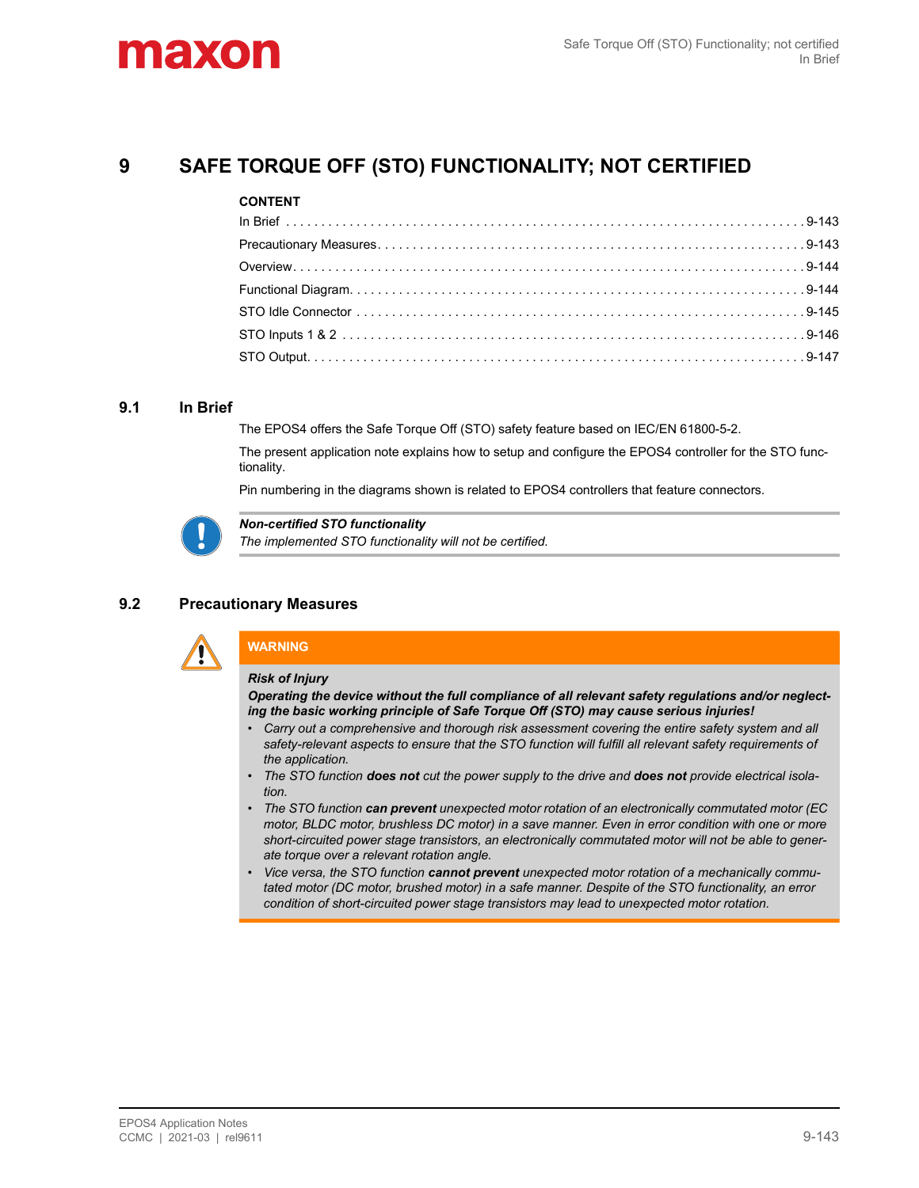# 9 SAFE TORQUE OFF (STO) FUNCTIONALITY; NOT CERTIFIED

**CONTENT**

| | |
|---|---|
| In Brief | 9-143 |
| Precautionary Measures | 9-143 |
| Overview | 9-144 |
| Functional Diagram | 9-144 |
| STO Idle Connector | 9-145 |
| STO Inputs 1 & 2 | 9-146 |
| STO Output | 9-147 |

## 9.1 In Brief

The EPOS4 offers the Safe Torque Off (STO) safety feature based on IEC/EN 61800-5-2.

The present application note explains how to setup and configure the EPOS4 controller for the STO functionality.

Pin numbering in the diagrams shown is related to EPOS4 controllers that feature connectors.

> ***Non-certified STO functionality***
> *The implemented STO functionality will not be certified.*

## 9.2 Precautionary Measures

> **WARNING**
>
> ***Risk of Injury***
> ***Operating the device without the full compliance of all relevant safety regulations and/or neglecting the basic working principle of Safe Torque Off (STO) may cause serious injuries!***
>
> - *Carry out a comprehensive and thorough risk assessment covering the entire safety system and all safety-relevant aspects to ensure that the STO function will fulfill all relevant safety requirements of the application.*
> - *The STO function **does not** cut the power supply to the drive and **does not** provide electrical isolation.*
> - *The STO function **can prevent** unexpected motor rotation of an electronically commutated motor (EC motor, BLDC motor, brushless DC motor) in a save manner. Even in error condition with one or more short-circuited power stage transistors, an electronically commutated motor will not be able to generate torque over a relevant rotation angle.*
> - *Vice versa, the STO function **cannot prevent** unexpected motor rotation of a mechanically commutated motor (DC motor, brushed motor) in a safe manner. Despite of the STO functionality, an error condition of short-circuited power stage transistors may lead to unexpected motor rotation.*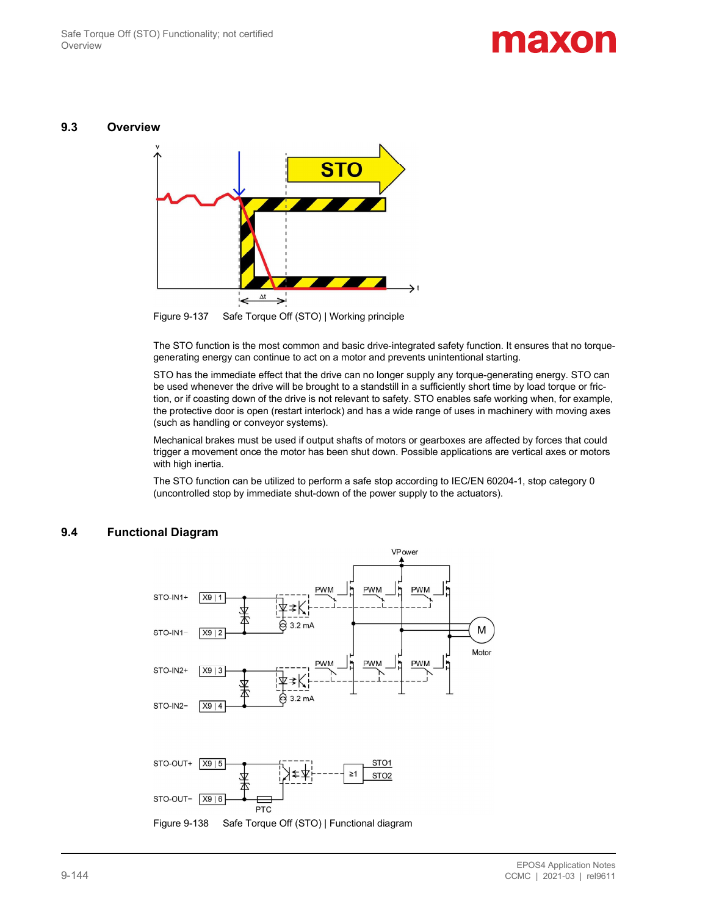## 9.3 Overview

Figure 9-137 Safe Torque Off (STO) | Working principle

The STO function is the most common and basic drive-integrated safety function. It ensures that no torque-generating energy can continue to act on a motor and prevents unintentional starting.

STO has the immediate effect that the drive can no longer supply any torque-generating energy. STO can be used whenever the drive will be brought to a standstill in a sufficiently short time by load torque or friction, or if coasting down of the drive is not relevant to safety. STO enables safe working when, for example, the protective door is open (restart interlock) and has a wide range of uses in machinery with moving axes (such as handling or conveyor systems).

Mechanical brakes must be used if output shafts of motors or gearboxes are affected by forces that could trigger a movement once the motor has been shut down. Possible applications are vertical axes or motors with high inertia.

The STO function can be utilized to perform a safe stop according to IEC/EN 60204-1, stop category 0 (uncontrolled stop by immediate shut-down of the power supply to the actuators).

## 9.4 Functional Diagram

Figure 9-138 Safe Torque Off (STO) | Functional diagram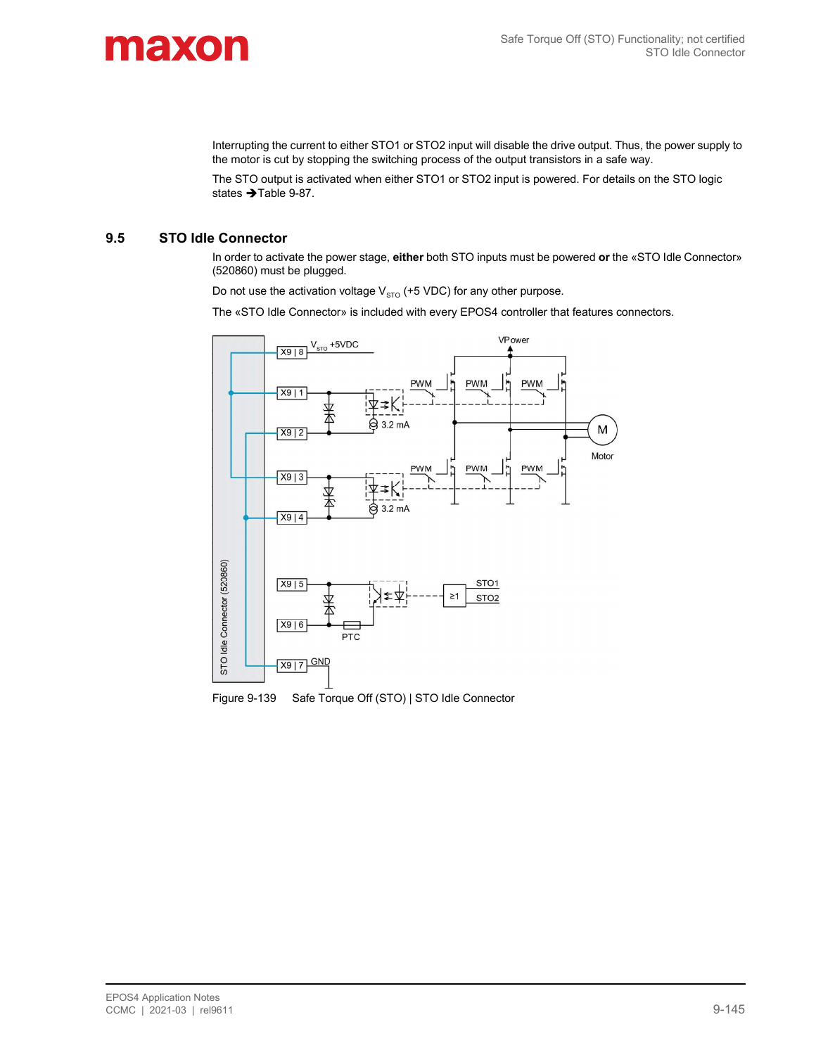Interrupting the current to either STO1 or STO2 input will disable the drive output. Thus, the power supply to the motor is cut by stopping the switching process of the output transistors in a safe way.

The STO output is activated when either STO1 or STO2 input is powered. For details on the STO logic states ➔Table 9-87.

## 9.5 STO Idle Connector

In order to activate the power stage, **either** both STO inputs must be powered **or** the «STO Idle Connector» (520860) must be plugged.

Do not use the activation voltage $V_{STO}$ (+5 VDC) for any other purpose.

The «STO Idle Connector» is included with every EPOS4 controller that features connectors.

Figure 9-139 Safe Torque Off (STO) | STO Idle Connector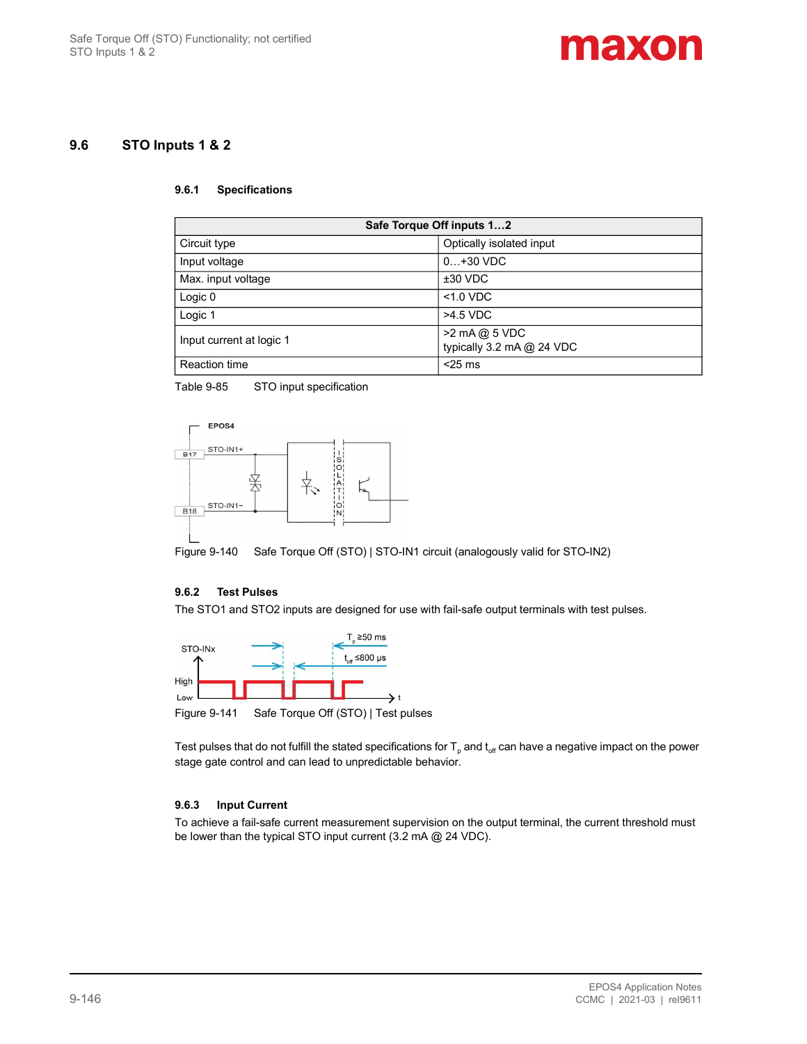## 9.6 STO Inputs 1 & 2

### 9.6.1 Specifications

| Safe Torque Off inputs 1…2 | |
|---|---|
| Circuit type | Optically isolated input |
| Input voltage | 0…+30 VDC |
| Max. input voltage | ±30 VDC |
| Logic 0 | <1.0 VDC |
| Logic 1 | >4.5 VDC |
| Input current at logic 1 | >2 mA @ 5 VDC<br>typically 3.2 mA @ 24 VDC |
| Reaction time | <25 ms |

Table 9-85 STO input specification

Figure 9-140 Safe Torque Off (STO) | STO-IN1 circuit (analogously valid for STO-IN2)

### 9.6.2 Test Pulses

The STO1 and STO2 inputs are designed for use with fail-safe output terminals with test pulses.

Figure 9-141 Safe Torque Off (STO) | Test pulses

Test pulses that do not fulfill the stated specifications for $T_p$ and $t_{off}$ can have a negative impact on the power stage gate control and can lead to unpredictable behavior.

### 9.6.3 Input Current

To achieve a fail-safe current measurement supervision on the output terminal, the current threshold must be lower than the typical STO input current (3.2 mA @ 24 VDC).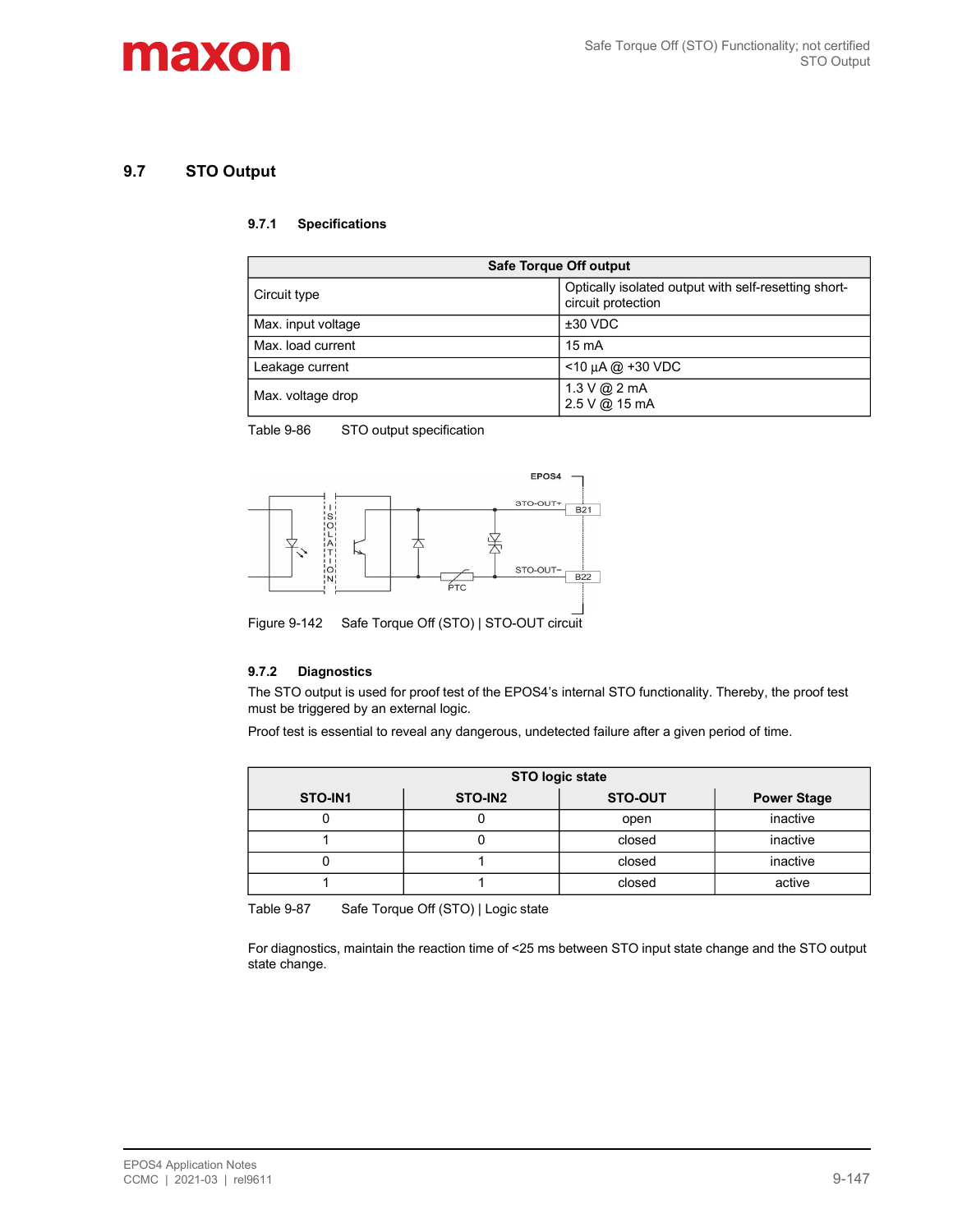## 9.7 STO Output

### 9.7.1 Specifications

| Safe Torque Off output | |
|---|---|
| Circuit type | Optically isolated output with self-resetting short-circuit protection |
| Max. input voltage | ±30 VDC |
| Max. load current | 15 mA |
| Leakage current | <10 µA @ +30 VDC |
| Max. voltage drop | 1.3 V @ 2 mA<br>2.5 V @ 15 mA |

Table 9-86 STO output specification

EPOS4
STO-OUT+
B21
ISOLATION
STO-OUT−
B22
PTC

Figure 9-142 Safe Torque Off (STO) | STO-OUT circuit

### 9.7.2 Diagnostics

The STO output is used for proof test of the EPOS4’s internal STO functionality. Thereby, the proof test must be triggered by an external logic.

Proof test is essential to reveal any dangerous, undetected failure after a given period of time.

| STO logic state | | | |
|---|---|---|---|
| STO-IN1 | STO-IN2 | STO-OUT | Power Stage |
| 0 | 0 | open | inactive |
| 1 | 0 | closed | inactive |
| 0 | 1 | closed | inactive |
| 1 | 1 | closed | active |

Table 9-87 Safe Torque Off (STO) | Logic state

For diagnostics, maintain the reaction time of <25 ms between STO input state change and the STO output state change.